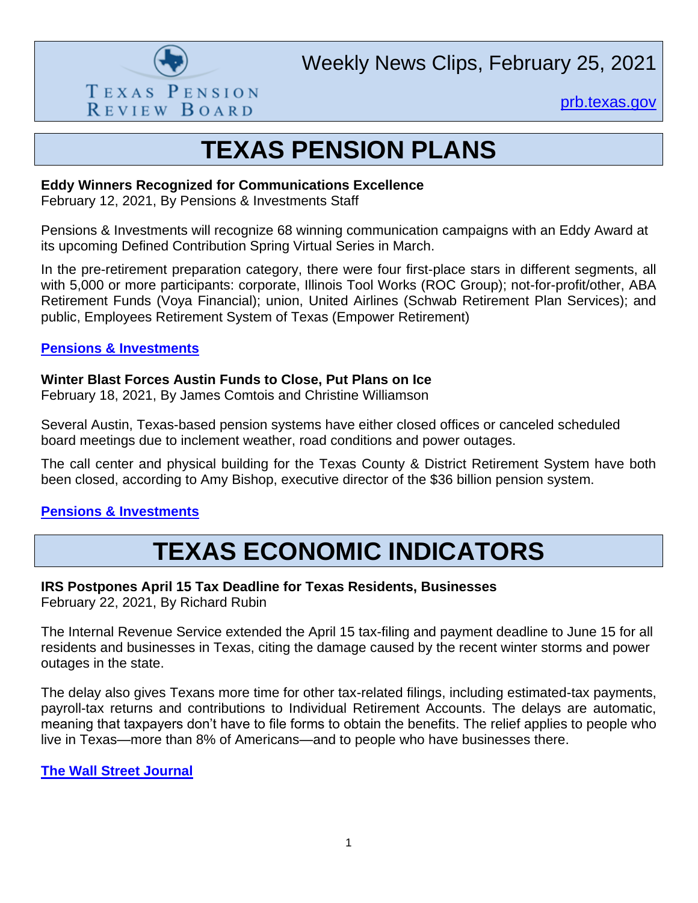Texas Pension Review Board

Weekly News Clips, February 25, 2021

prb.texas.gov

# TEXAS PENSION PLANS

**Eddy Winners Recognized for Communications Excellence**
February 12, 2021, By Pensions & Investments Staff

Pensions & Investments will recognize 68 winning communication campaigns with an Eddy Award at its upcoming Defined Contribution Spring Virtual Series in March.

In the pre-retirement preparation category, there were four first-place stars in different segments, all with 5,000 or more participants: corporate, Illinois Tool Works (ROC Group); not-for-profit/other, ABA Retirement Funds (Voya Financial); union, United Airlines (Schwab Retirement Plan Services); and public, Employees Retirement System of Texas (Empower Retirement)

**Pensions & Investments**

**Winter Blast Forces Austin Funds to Close, Put Plans on Ice**
February 18, 2021, By James Comtois and Christine Williamson

Several Austin, Texas-based pension systems have either closed offices or canceled scheduled board meetings due to inclement weather, road conditions and power outages.

The call center and physical building for the Texas County & District Retirement System have both been closed, according to Amy Bishop, executive director of the $36 billion pension system.

**Pensions & Investments**

# TEXAS ECONOMIC INDICATORS

**IRS Postpones April 15 Tax Deadline for Texas Residents, Businesses**
February 22, 2021, By Richard Rubin

The Internal Revenue Service extended the April 15 tax-filing and payment deadline to June 15 for all residents and businesses in Texas, citing the damage caused by the recent winter storms and power outages in the state.

The delay also gives Texans more time for other tax-related filings, including estimated-tax payments, payroll-tax returns and contributions to Individual Retirement Accounts. The delays are automatic, meaning that taxpayers don't have to file forms to obtain the benefits. The relief applies to people who live in Texas—more than 8% of Americans—and to people who have businesses there.

**The Wall Street Journal**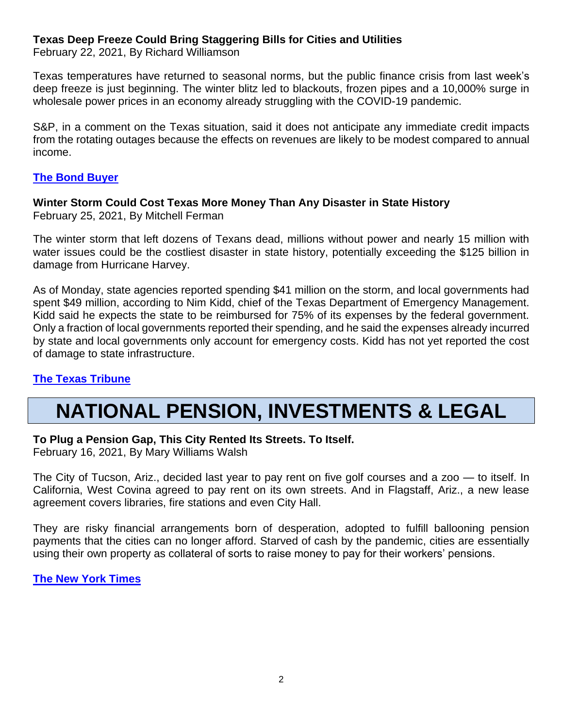**Texas Deep Freeze Could Bring Staggering Bills for Cities and Utilities**
February 22, 2021, By Richard Williamson

Texas temperatures have returned to seasonal norms, but the public finance crisis from last week's deep freeze is just beginning. The winter blitz led to blackouts, frozen pipes and a 10,000% surge in wholesale power prices in an economy already struggling with the COVID-19 pandemic.

S&P, in a comment on the Texas situation, said it does not anticipate any immediate credit impacts from the rotating outages because the effects on revenues are likely to be modest compared to annual income.

**The Bond Buyer**

**Winter Storm Could Cost Texas More Money Than Any Disaster in State History**
February 25, 2021, By Mitchell Ferman

The winter storm that left dozens of Texans dead, millions without power and nearly 15 million with water issues could be the costliest disaster in state history, potentially exceeding the $125 billion in damage from Hurricane Harvey.

As of Monday, state agencies reported spending $41 million on the storm, and local governments had spent $49 million, according to Nim Kidd, chief of the Texas Department of Emergency Management. Kidd said he expects the state to be reimbursed for 75% of its expenses by the federal government. Only a fraction of local governments reported their spending, and he said the expenses already incurred by state and local governments only account for emergency costs. Kidd has not yet reported the cost of damage to state infrastructure.

**The Texas Tribune**

# NATIONAL PENSION, INVESTMENTS & LEGAL

**To Plug a Pension Gap, This City Rented Its Streets. To Itself.**
February 16, 2021, By Mary Williams Walsh

The City of Tucson, Ariz., decided last year to pay rent on five golf courses and a zoo — to itself. In California, West Covina agreed to pay rent on its own streets. And in Flagstaff, Ariz., a new lease agreement covers libraries, fire stations and even City Hall.

They are risky financial arrangements born of desperation, adopted to fulfill ballooning pension payments that the cities can no longer afford. Starved of cash by the pandemic, cities are essentially using their own property as collateral of sorts to raise money to pay for their workers' pensions.

**The New York Times**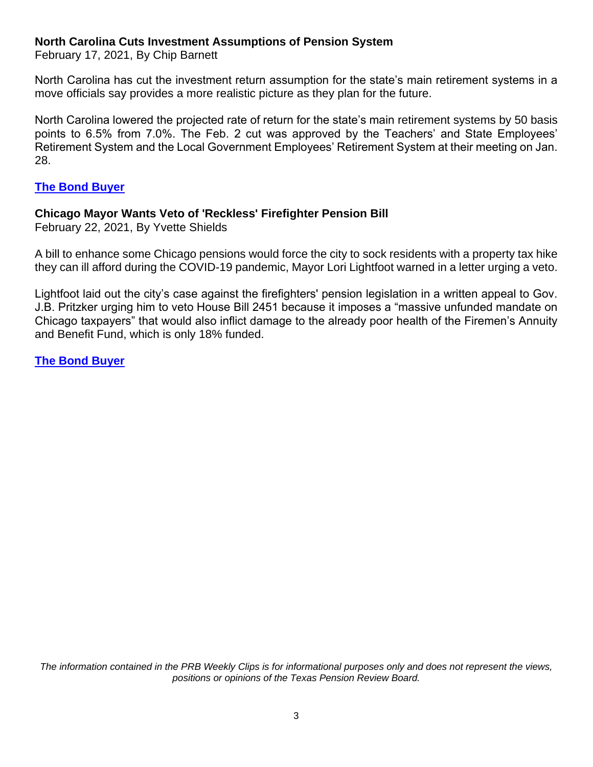**North Carolina Cuts Investment Assumptions of Pension System**

February 17, 2021, By Chip Barnett

North Carolina has cut the investment return assumption for the state's main retirement systems in a move officials say provides a more realistic picture as they plan for the future.

North Carolina lowered the projected rate of return for the state's main retirement systems by 50 basis points to 6.5% from 7.0%. The Feb. 2 cut was approved by the Teachers' and State Employees' Retirement System and the Local Government Employees' Retirement System at their meeting on Jan. 28.

**The Bond Buyer**

**Chicago Mayor Wants Veto of 'Reckless' Firefighter Pension Bill**

February 22, 2021, By Yvette Shields

A bill to enhance some Chicago pensions would force the city to sock residents with a property tax hike they can ill afford during the COVID-19 pandemic, Mayor Lori Lightfoot warned in a letter urging a veto.

Lightfoot laid out the city's case against the firefighters' pension legislation in a written appeal to Gov. J.B. Pritzker urging him to veto House Bill 2451 because it imposes a "massive unfunded mandate on Chicago taxpayers" that would also inflict damage to the already poor health of the Firemen's Annuity and Benefit Fund, which is only 18% funded.

**The Bond Buyer**

*The information contained in the PRB Weekly Clips is for informational purposes only and does not represent the views, positions or opinions of the Texas Pension Review Board.*